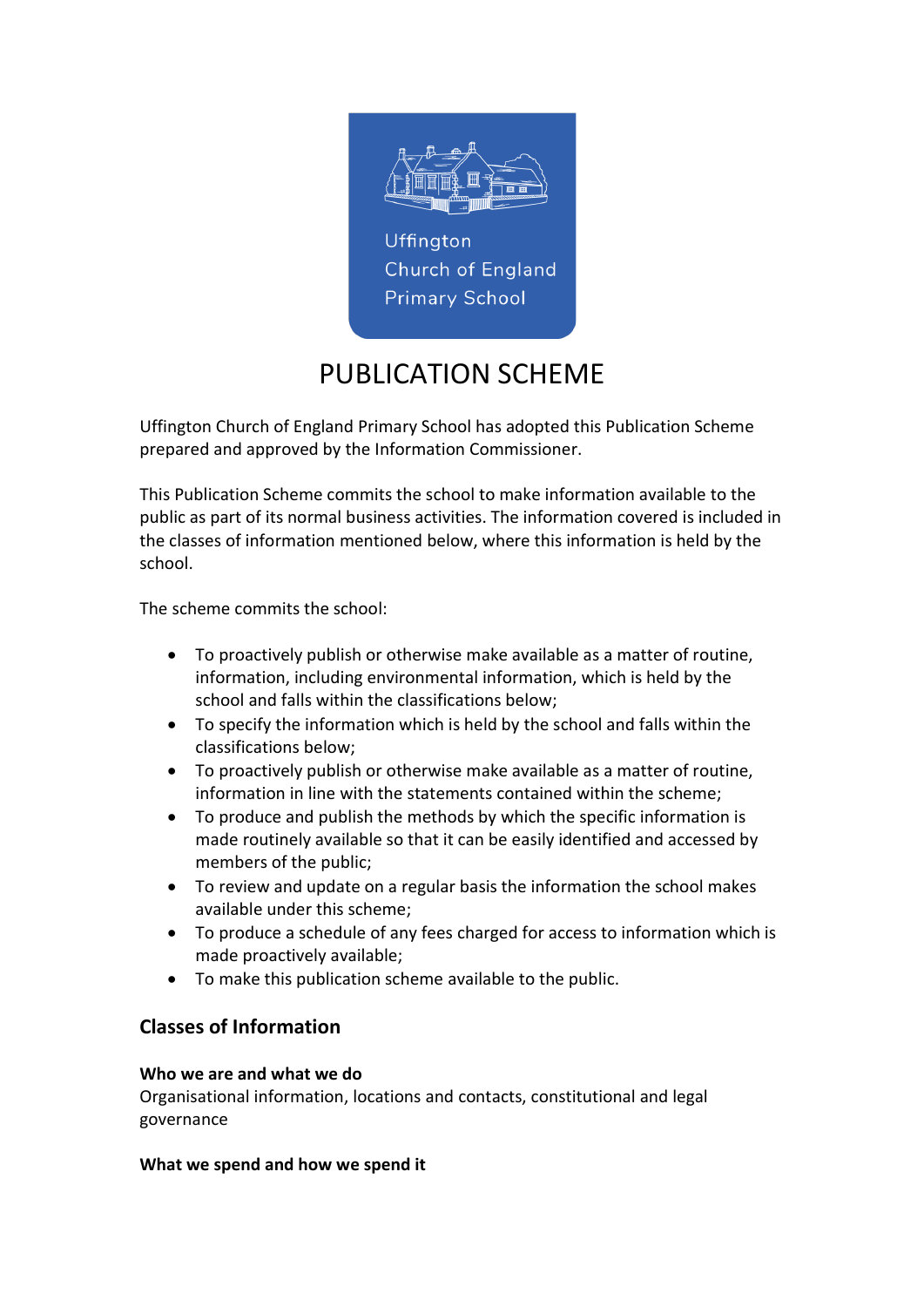Uffington Church of England Primary School

# PUBLICATION SCHEME

Uffington Church of England Primary School has adopted this Publication Scheme prepared and approved by the Information Commissioner.

This Publication Scheme commits the school to make information available to the public as part of its normal business activities. The information covered is included in the classes of information mentioned below, where this information is held by the school.

The scheme commits the school:

- To proactively publish or otherwise make available as a matter of routine, information, including environmental information, which is held by the school and falls within the classifications below;
- To specify the information which is held by the school and falls within the classifications below;
- To proactively publish or otherwise make available as a matter of routine, information in line with the statements contained within the scheme;
- To produce and publish the methods by which the specific information is made routinely available so that it can be easily identified and accessed by members of the public;
- To review and update on a regular basis the information the school makes available under this scheme;
- To produce a schedule of any fees charged for access to information which is made proactively available;
- To make this publication scheme available to the public.

## Classes of Information

**Who we are and what we do**
Organisational information, locations and contacts, constitutional and legal governance

**What we spend and how we spend it**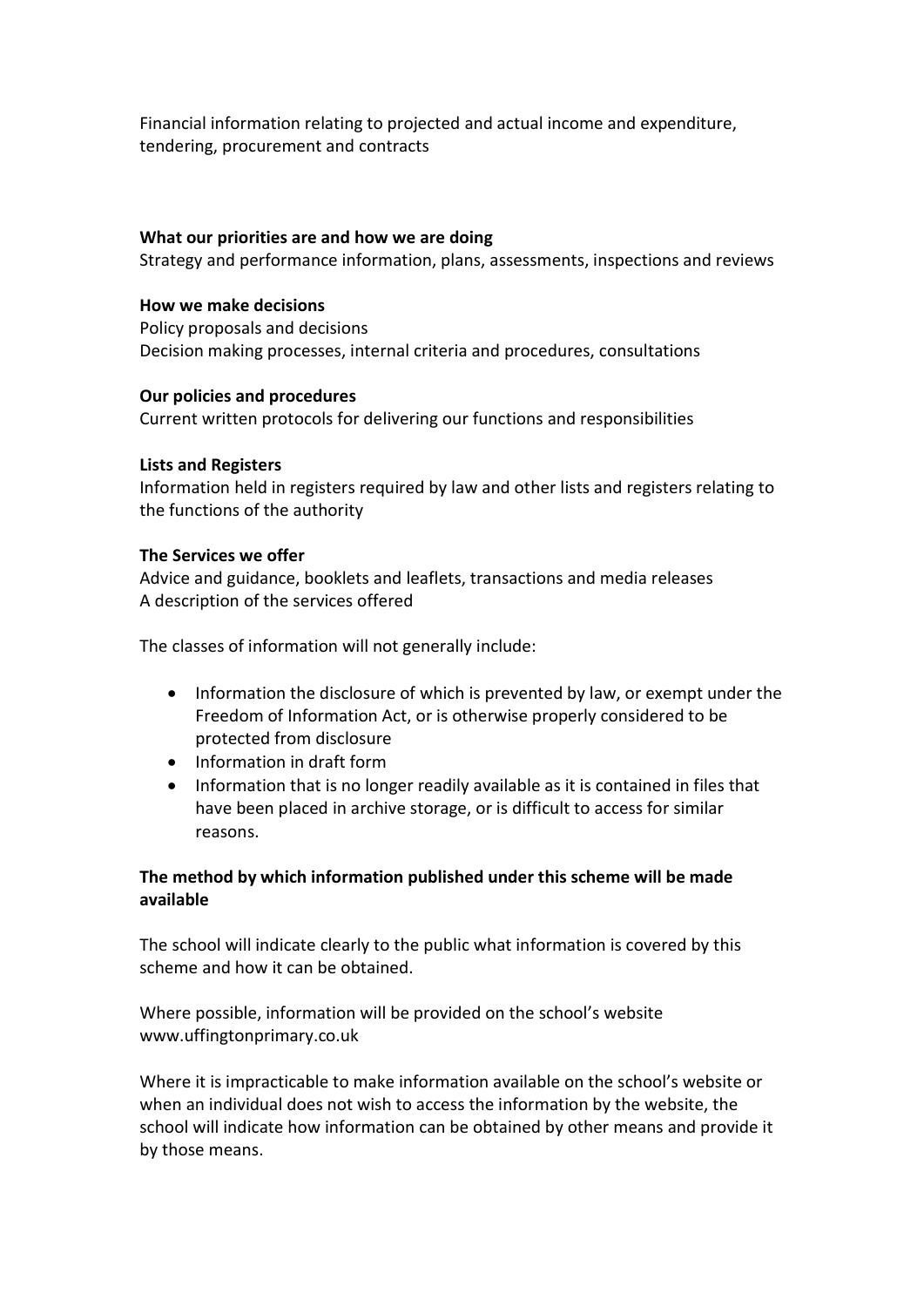Financial information relating to projected and actual income and expenditure, tendering, procurement and contracts

**What our priorities are and how we are doing**
Strategy and performance information, plans, assessments, inspections and reviews

**How we make decisions**
Policy proposals and decisions
Decision making processes, internal criteria and procedures, consultations

**Our policies and procedures**
Current written protocols for delivering our functions and responsibilities

**Lists and Registers**
Information held in registers required by law and other lists and registers relating to the functions of the authority

**The Services we offer**
Advice and guidance, booklets and leaflets, transactions and media releases
A description of the services offered

The classes of information will not generally include:

- Information the disclosure of which is prevented by law, or exempt under the Freedom of Information Act, or is otherwise properly considered to be protected from disclosure
- Information in draft form
- Information that is no longer readily available as it is contained in files that have been placed in archive storage, or is difficult to access for similar reasons.

**The method by which information published under this scheme will be made available**

The school will indicate clearly to the public what information is covered by this scheme and how it can be obtained.

Where possible, information will be provided on the school's website www.uffingtonprimary.co.uk

Where it is impracticable to make information available on the school's website or when an individual does not wish to access the information by the website, the school will indicate how information can be obtained by other means and provide it by those means.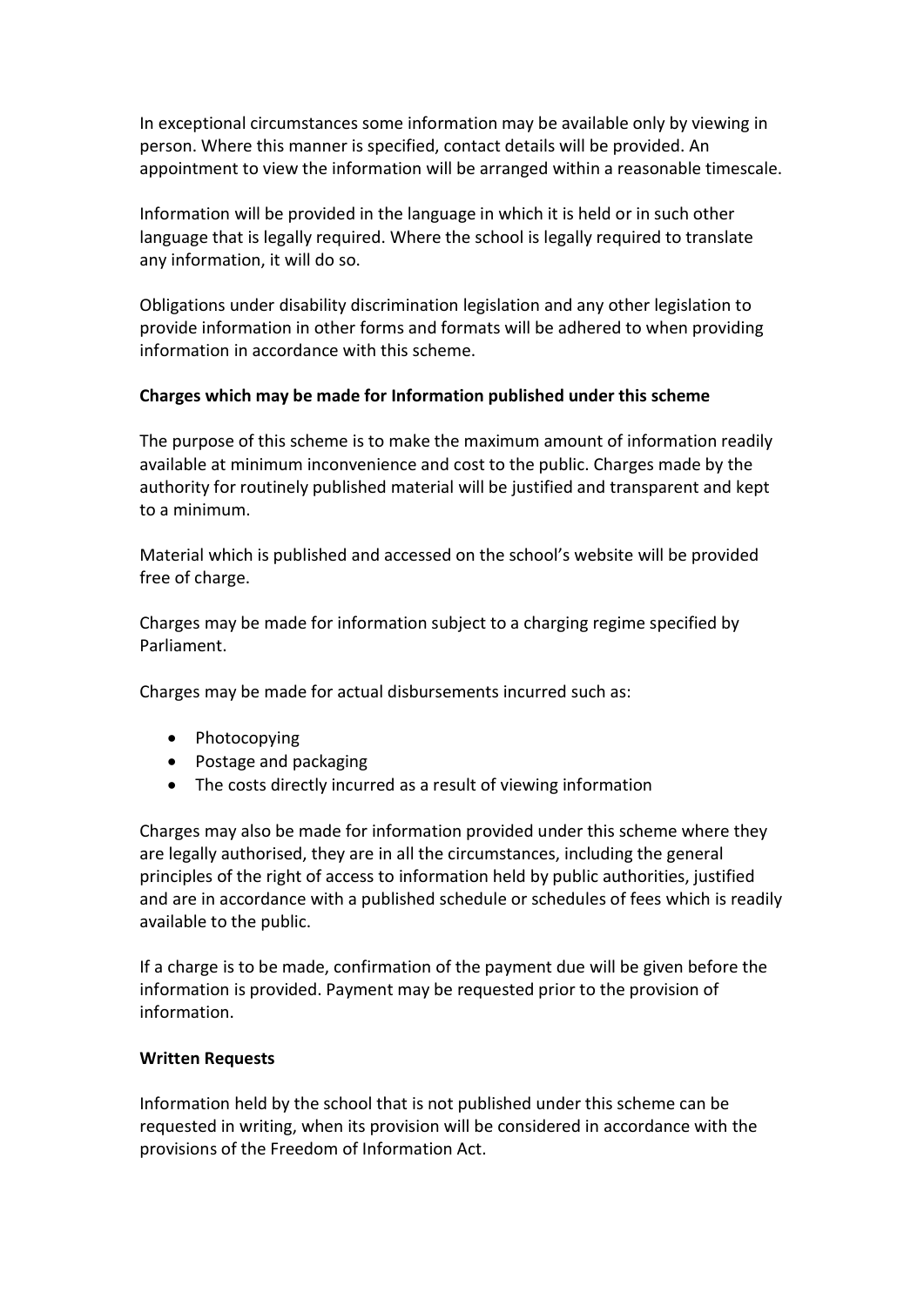In exceptional circumstances some information may be available only by viewing in person. Where this manner is specified, contact details will be provided. An appointment to view the information will be arranged within a reasonable timescale.

Information will be provided in the language in which it is held or in such other language that is legally required. Where the school is legally required to translate any information, it will do so.

Obligations under disability discrimination legislation and any other legislation to provide information in other forms and formats will be adhered to when providing information in accordance with this scheme.

**Charges which may be made for Information published under this scheme**

The purpose of this scheme is to make the maximum amount of information readily available at minimum inconvenience and cost to the public. Charges made by the authority for routinely published material will be justified and transparent and kept to a minimum.

Material which is published and accessed on the school's website will be provided free of charge.

Charges may be made for information subject to a charging regime specified by Parliament.

Charges may be made for actual disbursements incurred such as:

- Photocopying
- Postage and packaging
- The costs directly incurred as a result of viewing information

Charges may also be made for information provided under this scheme where they are legally authorised, they are in all the circumstances, including the general principles of the right of access to information held by public authorities, justified and are in accordance with a published schedule or schedules of fees which is readily available to the public.

If a charge is to be made, confirmation of the payment due will be given before the information is provided. Payment may be requested prior to the provision of information.

**Written Requests**

Information held by the school that is not published under this scheme can be requested in writing, when its provision will be considered in accordance with the provisions of the Freedom of Information Act.